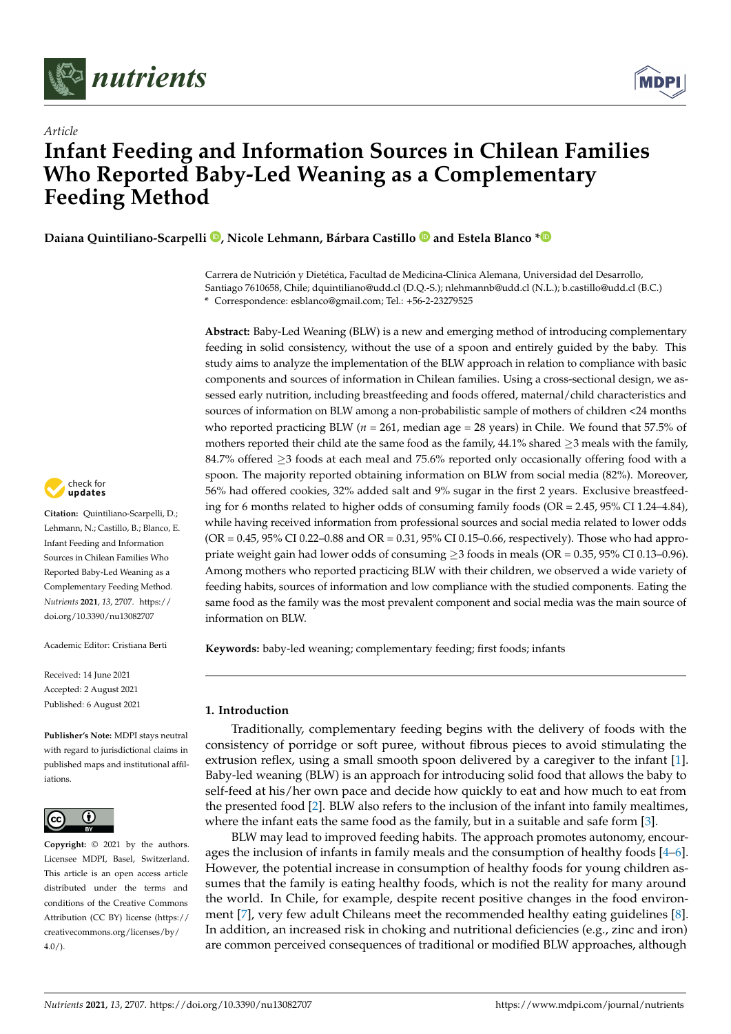*Article*

# Infant Feeding and Information Sources in Chilean Families Who Reported Baby-Led Weaning as a Complementary Feeding Method

**Daiana Quintiliano-Scarpelli, Nicole Lehmann, Bárbara Castillo and Estela Blanco ***

Carrera de Nutrición y Dietética, Facultad de Medicina-Clínica Alemana, Universidad del Desarrollo, Santiago 7610658, Chile; dquintiliano@udd.cl (D.Q.-S.); nlehmannb@udd.cl (N.L.); b.castillo@udd.cl (B.C.)
* Correspondence: esblanco@gmail.com; Tel.: +56-2-23279525

**Abstract:** Baby-Led Weaning (BLW) is a new and emerging method of introducing complementary feeding in solid consistency, without the use of a spoon and entirely guided by the baby. This study aims to analyze the implementation of the BLW approach in relation to compliance with basic components and sources of information in Chilean families. Using a cross-sectional design, we assessed early nutrition, including breastfeeding and foods offered, maternal/child characteristics and sources of information on BLW among a non-probabilistic sample of mothers of children <24 months who reported practicing BLW ($n$ = 261, median age = 28 years) in Chile. We found that 57.5% of mothers reported their child ate the same food as the family, 44.1% shared ≥3 meals with the family, 84.7% offered ≥3 foods at each meal and 75.6% reported only occasionally offering food with a spoon. The majority reported obtaining information on BLW from social media (82%). Moreover, 56% had offered cookies, 32% added salt and 9% sugar in the first 2 years. Exclusive breastfeeding for 6 months related to higher odds of consuming family foods (OR = 2.45, 95% CI 1.24–4.84), while having received information from professional sources and social media related to lower odds (OR = 0.45, 95% CI 0.22–0.88 and OR = 0.31, 95% CI 0.15–0.66, respectively). Those who had appropriate weight gain had lower odds of consuming ≥3 foods in meals (OR = 0.35, 95% CI 0.13–0.96). Among mothers who reported practicing BLW with their children, we observed a wide variety of feeding habits, sources of information and low compliance with the studied components. Eating the same food as the family was the most prevalent component and social media was the main source of information on BLW.

**Keywords:** baby-led weaning; complementary feeding; first foods; infants

**Citation:** Quintiliano-Scarpelli, D.; Lehmann, N.; Castillo, B.; Blanco, E. Infant Feeding and Information Sources in Chilean Families Who Reported Baby-Led Weaning as a Complementary Feeding Method. *Nutrients* **2021**, *13*, 2707. https://doi.org/10.3390/nu13082707

Academic Editor: Cristiana Berti

Received: 14 June 2021
Accepted: 2 August 2021
Published: 6 August 2021

**Publisher's Note:** MDPI stays neutral with regard to jurisdictional claims in published maps and institutional affiliations.

**Copyright:** © 2021 by the authors. Licensee MDPI, Basel, Switzerland. This article is an open access article distributed under the terms and conditions of the Creative Commons Attribution (CC BY) license (https://creativecommons.org/licenses/by/4.0/).

## 1. Introduction

Traditionally, complementary feeding begins with the delivery of foods with the consistency of porridge or soft puree, without fibrous pieces to avoid stimulating the extrusion reflex, using a small smooth spoon delivered by a caregiver to the infant [1]. Baby-led weaning (BLW) is an approach for introducing solid food that allows the baby to self-feed at his/her own pace and decide how quickly to eat and how much to eat from the presented food [2]. BLW also refers to the inclusion of the infant into family mealtimes, where the infant eats the same food as the family, but in a suitable and safe form [3].

BLW may lead to improved feeding habits. The approach promotes autonomy, encourages the inclusion of infants in family meals and the consumption of healthy foods [4–6]. However, the potential increase in consumption of healthy foods for young children assumes that the family is eating healthy foods, which is not the reality for many around the world. In Chile, for example, despite recent positive changes in the food environment [7], very few adult Chileans meet the recommended healthy eating guidelines [8]. In addition, an increased risk in choking and nutritional deficiencies (e.g., zinc and iron) are common perceived consequences of traditional or modified BLW approaches, although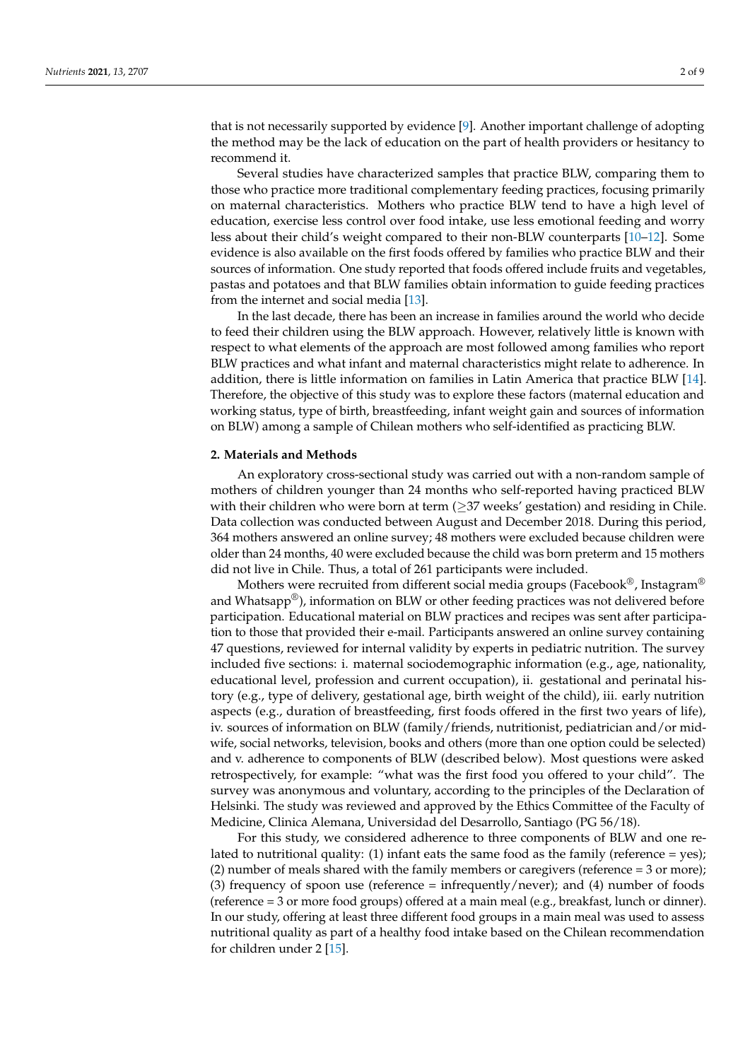that is not necessarily supported by evidence [9]. Another important challenge of adopting the method may be the lack of education on the part of health providers or hesitancy to recommend it.

Several studies have characterized samples that practice BLW, comparing them to those who practice more traditional complementary feeding practices, focusing primarily on maternal characteristics. Mothers who practice BLW tend to have a high level of education, exercise less control over food intake, use less emotional feeding and worry less about their child's weight compared to their non-BLW counterparts [10–12]. Some evidence is also available on the first foods offered by families who practice BLW and their sources of information. One study reported that foods offered include fruits and vegetables, pastas and potatoes and that BLW families obtain information to guide feeding practices from the internet and social media [13].

In the last decade, there has been an increase in families around the world who decide to feed their children using the BLW approach. However, relatively little is known with respect to what elements of the approach are most followed among families who report BLW practices and what infant and maternal characteristics might relate to adherence. In addition, there is little information on families in Latin America that practice BLW [14]. Therefore, the objective of this study was to explore these factors (maternal education and working status, type of birth, breastfeeding, infant weight gain and sources of information on BLW) among a sample of Chilean mothers who self-identified as practicing BLW.

## 2. Materials and Methods

An exploratory cross-sectional study was carried out with a non-random sample of mothers of children younger than 24 months who self-reported having practiced BLW with their children who were born at term ($\geq$37 weeks' gestation) and residing in Chile. Data collection was conducted between August and December 2018. During this period, 364 mothers answered an online survey; 48 mothers were excluded because children were older than 24 months, 40 were excluded because the child was born preterm and 15 mothers did not live in Chile. Thus, a total of 261 participants were included.

Mothers were recruited from different social media groups (Facebook®, Instagram® and Whatsapp®), information on BLW or other feeding practices was not delivered before participation. Educational material on BLW practices and recipes was sent after participation to those that provided their e-mail. Participants answered an online survey containing 47 questions, reviewed for internal validity by experts in pediatric nutrition. The survey included five sections: i. maternal sociodemographic information (e.g., age, nationality, educational level, profession and current occupation), ii. gestational and perinatal history (e.g., type of delivery, gestational age, birth weight of the child), iii. early nutrition aspects (e.g., duration of breastfeeding, first foods offered in the first two years of life), iv. sources of information on BLW (family/friends, nutritionist, pediatrician and/or midwife, social networks, television, books and others (more than one option could be selected) and v. adherence to components of BLW (described below). Most questions were asked retrospectively, for example: "what was the first food you offered to your child". The survey was anonymous and voluntary, according to the principles of the Declaration of Helsinki. The study was reviewed and approved by the Ethics Committee of the Faculty of Medicine, Clinica Alemana, Universidad del Desarrollo, Santiago (PG 56/18).

For this study, we considered adherence to three components of BLW and one related to nutritional quality: (1) infant eats the same food as the family (reference = yes); (2) number of meals shared with the family members or caregivers (reference = 3 or more); (3) frequency of spoon use (reference = infrequently/never); and (4) number of foods (reference = 3 or more food groups) offered at a main meal (e.g., breakfast, lunch or dinner). In our study, offering at least three different food groups in a main meal was used to assess nutritional quality as part of a healthy food intake based on the Chilean recommendation for children under 2 [15].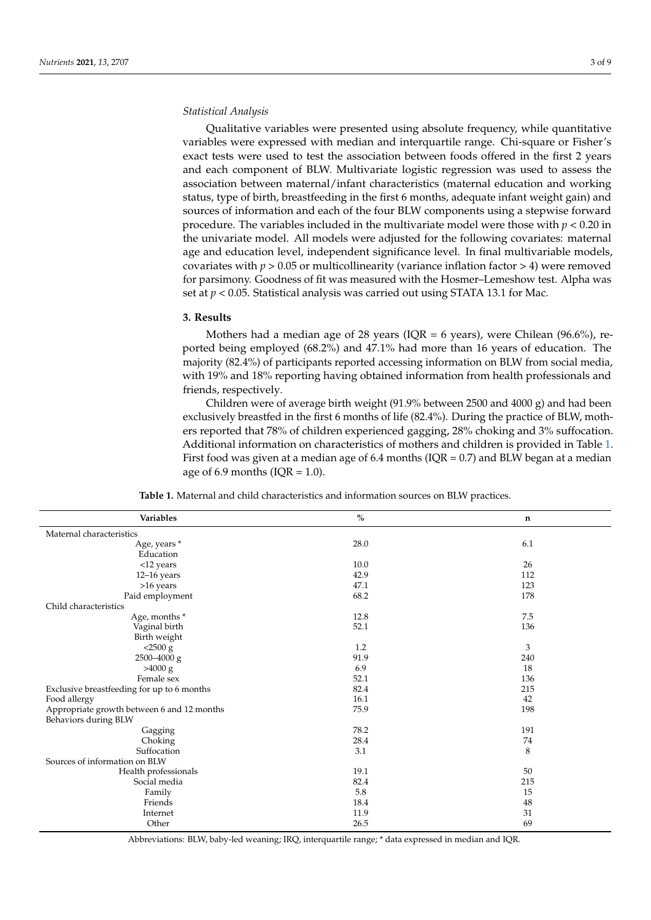*Statistical Analysis*

Qualitative variables were presented using absolute frequency, while quantitative variables were expressed with median and interquartile range. Chi-square or Fisher's exact tests were used to test the association between foods offered in the first 2 years and each component of BLW. Multivariate logistic regression was used to assess the association between maternal/infant characteristics (maternal education and working status, type of birth, breastfeeding in the first 6 months, adequate infant weight gain) and sources of information and each of the four BLW components using a stepwise forward procedure. The variables included in the multivariate model were those with $p < 0.20$ in the univariate model. All models were adjusted for the following covariates: maternal age and education level, independent significance level. In final multivariable models, covariates with $p > 0.05$ or multicollinearity (variance inflation factor > 4) were removed for parsimony. Goodness of fit was measured with the Hosmer–Lemeshow test. Alpha was set at $p < 0.05$. Statistical analysis was carried out using STATA 13.1 for Mac.

## 3. Results

Mothers had a median age of 28 years (IQR = 6 years), were Chilean (96.6%), reported being employed (68.2%) and 47.1% had more than 16 years of education. The majority (82.4%) of participants reported accessing information on BLW from social media, with 19% and 18% reporting having obtained information from health professionals and friends, respectively.

Children were of average birth weight (91.9% between 2500 and 4000 g) and had been exclusively breastfed in the first 6 months of life (82.4%). During the practice of BLW, mothers reported that 78% of children experienced gagging, 28% choking and 3% suffocation. Additional information on characteristics of mothers and children is provided in Table 1. First food was given at a median age of 6.4 months (IQR = 0.7) and BLW began at a median age of 6.9 months (IQR = 1.0).

**Table 1.** Maternal and child characteristics and information sources on BLW practices.

| Variables | % | n |
|---|---|---|
| Maternal characteristics | | |
| Age, years * | 28.0 | 6.1 |
| Education | | |
| <12 years | 10.0 | 26 |
| 12–16 years | 42.9 | 112 |
| >16 years | 47.1 | 123 |
| Paid employment | 68.2 | 178 |
| Child characteristics | | |
| Age, months * | 12.8 | 7.5 |
| Vaginal birth | 52.1 | 136 |
| Birth weight | | |
| <2500 g | 1.2 | 3 |
| 2500–4000 g | 91.9 | 240 |
| >4000 g | 6.9 | 18 |
| Female sex | 52.1 | 136 |
| Exclusive breastfeeding for up to 6 months | 82.4 | 215 |
| Food allergy | 16.1 | 42 |
| Appropriate growth between 6 and 12 months | 75.9 | 198 |
| Behaviors during BLW | | |
| Gagging | 78.2 | 191 |
| Choking | 28.4 | 74 |
| Suffocation | 3.1 | 8 |
| Sources of information on BLW | | |
| Health professionals | 19.1 | 50 |
| Social media | 82.4 | 215 |
| Family | 5.8 | 15 |
| Friends | 18.4 | 48 |
| Internet | 11.9 | 31 |
| Other | 26.5 | 69 |

Abbreviations: BLW, baby-led weaning; IRQ, interquartile range; * data expressed in median and IQR.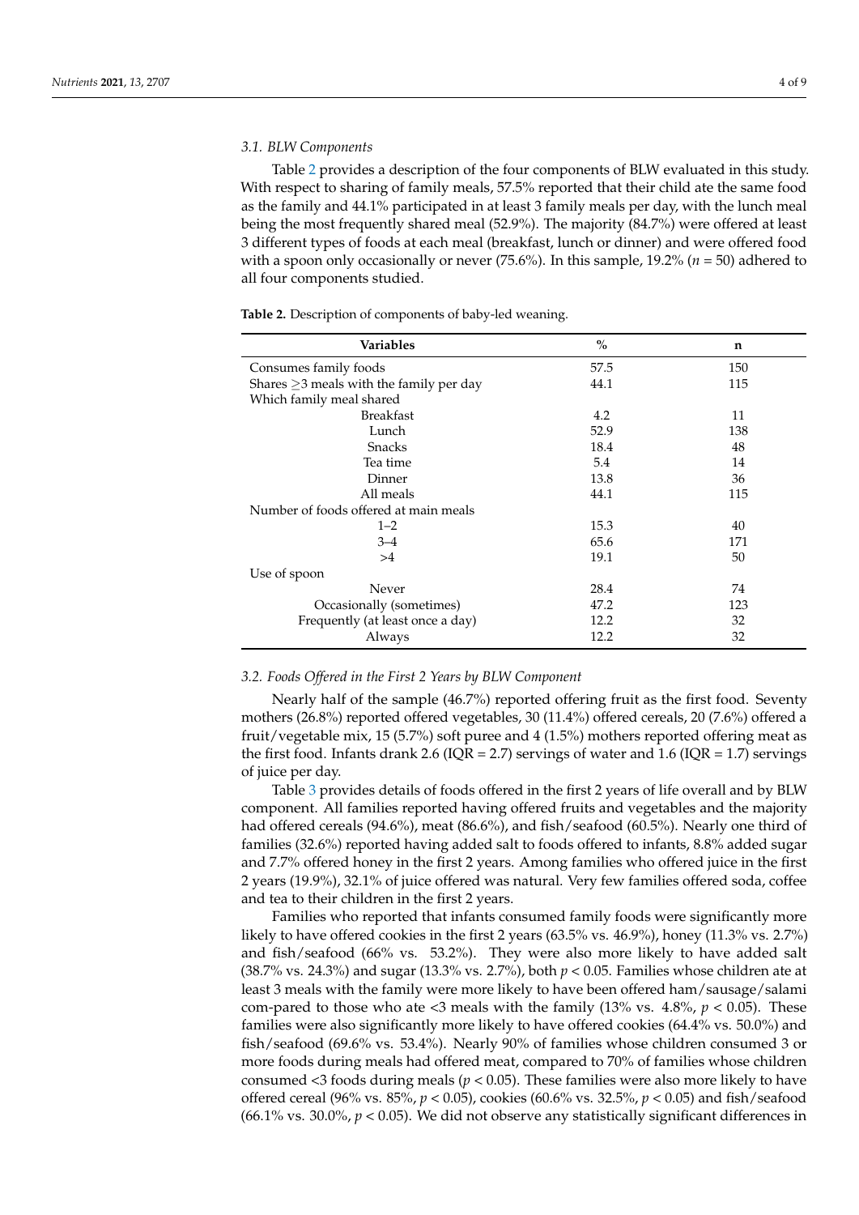### 3.1. BLW Components

Table 2 provides a description of the four components of BLW evaluated in this study. With respect to sharing of family meals, 57.5% reported that their child ate the same food as the family and 44.1% participated in at least 3 family meals per day, with the lunch meal being the most frequently shared meal (52.9%). The majority (84.7%) were offered at least 3 different types of foods at each meal (breakfast, lunch or dinner) and were offered food with a spoon only occasionally or never (75.6%). In this sample, 19.2% ($n$ = 50) adhered to all four components studied.

**Table 2.** Description of components of baby-led weaning.

| Variables | % | n |
|---|---|---|
| Consumes family foods | 57.5 | 150 |
| Shares ≥3 meals with the family per day | 44.1 | 115 |
| Which family meal shared | | |
| Breakfast | 4.2 | 11 |
| Lunch | 52.9 | 138 |
| Snacks | 18.4 | 48 |
| Tea time | 5.4 | 14 |
| Dinner | 13.8 | 36 |
| All meals | 44.1 | 115 |
| Number of foods offered at main meals | | |
| 1–2 | 15.3 | 40 |
| 3–4 | 65.6 | 171 |
| >4 | 19.1 | 50 |
| Use of spoon | | |
| Never | 28.4 | 74 |
| Occasionally (sometimes) | 47.2 | 123 |
| Frequently (at least once a day) | 12.2 | 32 |
| Always | 12.2 | 32 |

### 3.2. Foods Offered in the First 2 Years by BLW Component

Nearly half of the sample (46.7%) reported offering fruit as the first food. Seventy mothers (26.8%) reported offered vegetables, 30 (11.4%) offered cereals, 20 (7.6%) offered a fruit/vegetable mix, 15 (5.7%) soft puree and 4 (1.5%) mothers reported offering meat as the first food. Infants drank 2.6 (IQR = 2.7) servings of water and 1.6 (IQR = 1.7) servings of juice per day.

Table 3 provides details of foods offered in the first 2 years of life overall and by BLW component. All families reported having offered fruits and vegetables and the majority had offered cereals (94.6%), meat (86.6%), and fish/seafood (60.5%). Nearly one third of families (32.6%) reported having added salt to foods offered to infants, 8.8% added sugar and 7.7% offered honey in the first 2 years. Among families who offered juice in the first 2 years (19.9%), 32.1% of juice offered was natural. Very few families offered soda, coffee and tea to their children in the first 2 years.

Families who reported that infants consumed family foods were significantly more likely to have offered cookies in the first 2 years (63.5% vs. 46.9%), honey (11.3% vs. 2.7%) and fish/seafood (66% vs. 53.2%). They were also more likely to have added salt (38.7% vs. 24.3%) and sugar (13.3% vs. 2.7%), both $p < 0.05$. Families whose children ate at least 3 meals with the family were more likely to have been offered ham/sausage/salami com-pared to those who ate <3 meals with the family (13% vs. 4.8%, $p < 0.05$). These families were also significantly more likely to have offered cookies (64.4% vs. 50.0%) and fish/seafood (69.6% vs. 53.4%). Nearly 90% of families whose children consumed 3 or more foods during meals had offered meat, compared to 70% of families whose children consumed <3 foods during meals ($p < 0.05$). These families were also more likely to have offered cereal (96% vs. 85%, $p < 0.05$), cookies (60.6% vs. 32.5%, $p < 0.05$) and fish/seafood (66.1% vs. 30.0%, $p < 0.05$). We did not observe any statistically significant differences in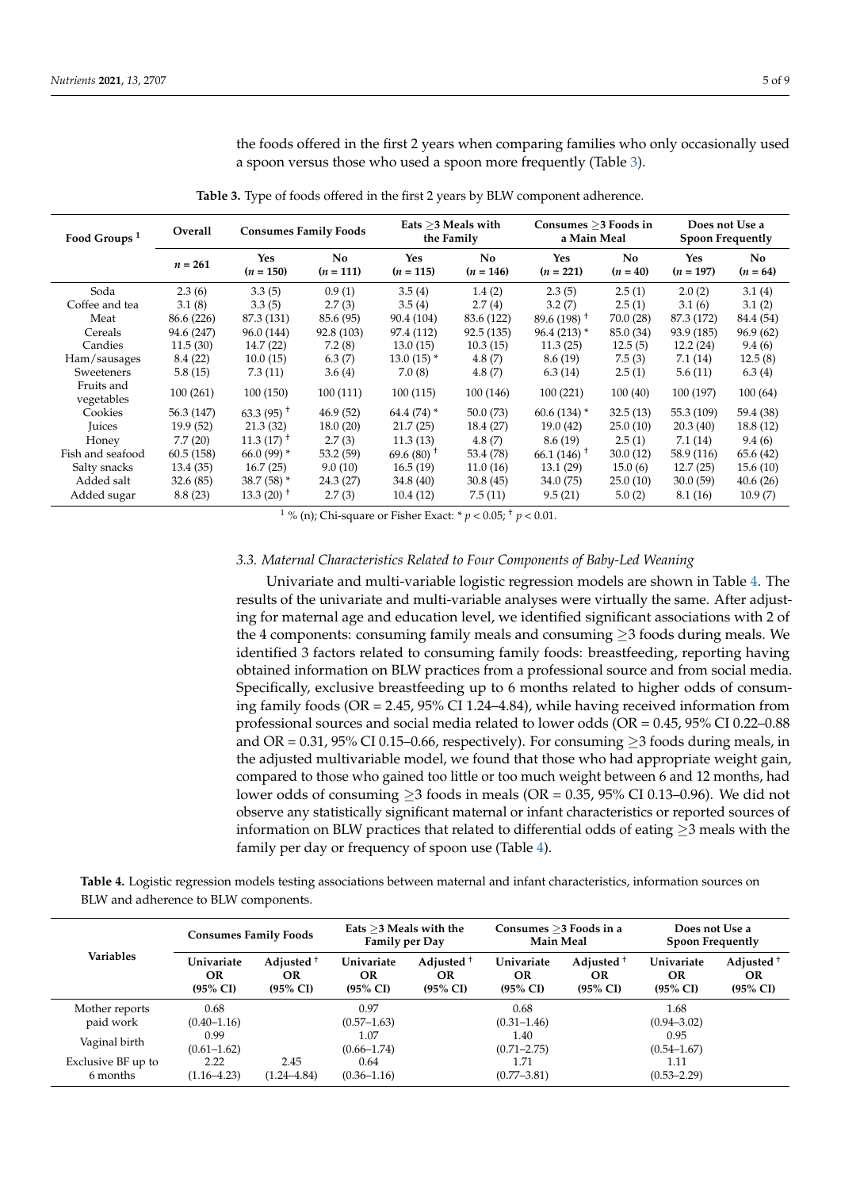the foods offered in the first 2 years when comparing families who only occasionally used a spoon versus those who used a spoon more frequently (Table 3).

**Table 3.** Type of foods offered in the first 2 years by BLW component adherence.

| Food Groups [1] | Overall | Consumes Family Foods | | Eats ≥3 Meals with the Family | | Consumes ≥3 Foods in a Main Meal | | Does not Use a Spoon Frequently | |
|---|---|---|---|---|---|---|---|---|---|
| | $n$ = 261 | Yes ($n$ = 150) | No ($n$ = 111) | Yes ($n$ = 115) | No ($n$ = 146) | Yes ($n$ = 221) | No ($n$ = 40) | Yes ($n$ = 197) | No ($n$ = 64) |
| Soda | 2.3 (6) | 3.3 (5) | 0.9 (1) | 3.5 (4) | 1.4 (2) | 2.3 (5) | 2.5 (1) | 2.0 (2) | 3.1 (4) |
| Coffee and tea | 3.1 (8) | 3.3 (5) | 2.7 (3) | 3.5 (4) | 2.7 (4) | 3.2 (7) | 2.5 (1) | 3.1 (6) | 3.1 (2) |
| Meat | 86.6 (226) | 87.3 (131) | 85.6 (95) | 90.4 (104) | 83.6 (122) | 89.6 (198) † | 70.0 (28) | 87.3 (172) | 84.4 (54) |
| Cereals | 94.6 (247) | 96.0 (144) | 92.8 (103) | 97.4 (112) | 92.5 (135) | 96.4 (213) * | 85.0 (34) | 93.9 (185) | 96.9 (62) |
| Candies | 11.5 (30) | 14.7 (22) | 7.2 (8) | 13.0 (15) | 10.3 (15) | 11.3 (25) | 12.5 (5) | 12.2 (24) | 9.4 (6) |
| Ham/sausages | 8.4 (22) | 10.0 (15) | 6.3 (7) | 13.0 (15) * | 4.8 (7) | 8.6 (19) | 7.5 (3) | 7.1 (14) | 12.5 (8) |
| Sweeteners | 5.8 (15) | 7.3 (11) | 3.6 (4) | 7.0 (8) | 4.8 (7) | 6.3 (14) | 2.5 (1) | 5.6 (11) | 6.3 (4) |
| Fruits and vegetables | 100 (261) | 100 (150) | 100 (111) | 100 (115) | 100 (146) | 100 (221) | 100 (40) | 100 (197) | 100 (64) |
| Cookies | 56.3 (147) | 63.3 (95) † | 46.9 (52) | 64.4 (74) * | 50.0 (73) | 60.6 (134) * | 32.5 (13) | 55.3 (109) | 59.4 (38) |
| Juices | 19.9 (52) | 21.3 (32) | 18.0 (20) | 21.7 (25) | 18.4 (27) | 19.0 (42) | 25.0 (10) | 20.3 (40) | 18.8 (12) |
| Honey | 7.7 (20) | 11.3 (17) † | 2.7 (3) | 11.3 (13) | 4.8 (7) | 8.6 (19) | 2.5 (1) | 7.1 (14) | 9.4 (6) |
| Fish and seafood | 60.5 (158) | 66.0 (99) * | 53.2 (59) | 69.6 (80) † | 53.4 (78) | 66.1 (146) † | 30.0 (12) | 58.9 (116) | 65.6 (42) |
| Salty snacks | 13.4 (35) | 16.7 (25) | 9.0 (10) | 16.5 (19) | 11.0 (16) | 13.1 (29) | 15.0 (6) | 12.7 (25) | 15.6 (10) |
| Added salt | 32.6 (85) | 38.7 (58) * | 24.3 (27) | 34.8 (40) | 30.8 (45) | 34.0 (75) | 25.0 (10) | 30.0 (59) | 40.6 (26) |
| Added sugar | 8.8 (23) | 13.3 (20) † | 2.7 (3) | 10.4 (12) | 7.5 (11) | 9.5 (21) | 5.0 (2) | 8.1 (16) | 10.9 (7) |

[1] % (n); Chi-square or Fisher Exact: * $p < 0.05$; † $p < 0.01$.

### 3.3. Maternal Characteristics Related to Four Components of Baby-Led Weaning

Univariate and multi-variable logistic regression models are shown in Table 4. The results of the univariate and multi-variable analyses were virtually the same. After adjusting for maternal age and education level, we identified significant associations with 2 of the 4 components: consuming family meals and consuming ≥3 foods during meals. We identified 3 factors related to consuming family foods: breastfeeding, reporting having obtained information on BLW practices from a professional source and from social media. Specifically, exclusive breastfeeding up to 6 months related to higher odds of consuming family foods (OR = 2.45, 95% CI 1.24–4.84), while having received information from professional sources and social media related to lower odds (OR = 0.45, 95% CI 0.22–0.88 and OR = 0.31, 95% CI 0.15–0.66, respectively). For consuming ≥3 foods during meals, in the adjusted multivariable model, we found that those who had appropriate weight gain, compared to those who gained too little or too much weight between 6 and 12 months, had lower odds of consuming ≥3 foods in meals (OR = 0.35, 95% CI 0.13–0.96). We did not observe any statistically significant maternal or infant characteristics or reported sources of information on BLW practices that related to differential odds of eating ≥3 meals with the family per day or frequency of spoon use (Table 4).

**Table 4.** Logistic regression models testing associations between maternal and infant characteristics, information sources on BLW and adherence to BLW components.

| Variables | Consumes Family Foods | | Eats ≥3 Meals with the Family per Day | | Consumes ≥3 Foods in a Main Meal | | Does not Use a Spoon Frequently | |
|---|---|---|---|---|---|---|---|---|
| | Univariate OR (95% CI) | Adjusted † OR (95% CI) | Univariate OR (95% CI) | Adjusted † OR (95% CI) | Univariate OR (95% CI) | Adjusted † OR (95% CI) | Univariate OR (95% CI) | Adjusted † OR (95% CI) |
| Mother reports paid work | 0.68 (0.40–1.16) | | 0.97 (0.57–1.63) | | 0.68 (0.31–1.46) | | 1.68 (0.94–3.02) | |
| Vaginal birth | 0.99 (0.61–1.62) | | 1.07 (0.66–1.74) | | 1.40 (0.71–2.75) | | 0.95 (0.54–1.67) | |
| Exclusive BF up to 6 months | 2.22 (1.16–4.23) | 2.45 (1.24–4.84) | 0.64 (0.36–1.16) | | 1.71 (0.77–3.81) | | 1.11 (0.53–2.29) | |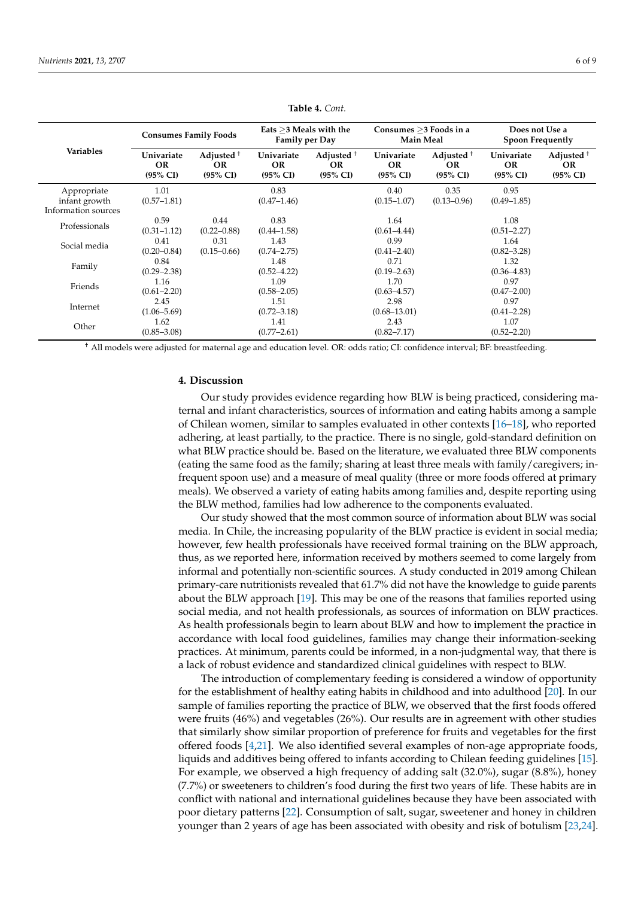**Table 4.** *Cont.*

| Variables | Consumes Family Foods | | Eats ≥3 Meals with the Family per Day | | Consumes ≥3 Foods in a Main Meal | | Does not Use a Spoon Frequently | |
|---|---|---|---|---|---|---|---|---|
| | Univariate OR (95% CI) | Adjusted † OR (95% CI) | Univariate OR (95% CI) | Adjusted † OR (95% CI) | Univariate OR (95% CI) | Adjusted † OR (95% CI) | Univariate OR (95% CI) | Adjusted † OR (95% CI) |
| Appropriate infant growth | 1.01 (0.57–1.81) | | 0.83 (0.47–1.46) | | 0.40 (0.15–1.07) | 0.35 (0.13–0.96) | 0.95 (0.49–1.85) | |
| Information sources | | | | | | | | |
| Professionals | 0.59 (0.31–1.12) | 0.44 (0.22–0.88) | 0.83 (0.44–1.58) | | 1.64 (0.61–4.44) | | 1.08 (0.51–2.27) | |
| Social media | 0.41 (0.20–0.84) | 0.31 (0.15–0.66) | 1.43 (0.74–2.75) | | 0.99 (0.41–2.40) | | 1.64 (0.82–3.28) | |
| Family | 0.84 (0.29–2.38) | | 1.48 (0.52–4.22) | | 0.71 (0.19–2.63) | | 1.32 (0.36–4.83) | |
| Friends | 1.16 (0.61–2.20) | | 1.09 (0.58–2.05) | | 1.70 (0.63–4.57) | | 0.97 (0.47–2.00) | |
| Internet | 2.45 (1.06–5.69) | | 1.51 (0.72–3.18) | | 2.98 (0.68–13.01) | | 0.97 (0.41–2.28) | |
| Other | 1.62 (0.85–3.08) | | 1.41 (0.77–2.61) | | 2.43 (0.82–7.17) | | 1.07 (0.52–2.20) | |

† All models were adjusted for maternal age and education level. OR: odds ratio; CI: confidence interval; BF: breastfeeding.

## 4. Discussion

Our study provides evidence regarding how BLW is being practiced, considering maternal and infant characteristics, sources of information and eating habits among a sample of Chilean women, similar to samples evaluated in other contexts [16–18], who reported adhering, at least partially, to the practice. There is no single, gold-standard definition on what BLW practice should be. Based on the literature, we evaluated three BLW components (eating the same food as the family; sharing at least three meals with family/caregivers; infrequent spoon use) and a measure of meal quality (three or more foods offered at primary meals). We observed a variety of eating habits among families and, despite reporting using the BLW method, families had low adherence to the components evaluated.

Our study showed that the most common source of information about BLW was social media. In Chile, the increasing popularity of the BLW practice is evident in social media; however, few health professionals have received formal training on the BLW approach, thus, as we reported here, information received by mothers seemed to come largely from informal and potentially non-scientific sources. A study conducted in 2019 among Chilean primary-care nutritionists revealed that 61.7% did not have the knowledge to guide parents about the BLW approach [19]. This may be one of the reasons that families reported using social media, and not health professionals, as sources of information on BLW practices. As health professionals begin to learn about BLW and how to implement the practice in accordance with local food guidelines, families may change their information-seeking practices. At minimum, parents could be informed, in a non-judgmental way, that there is a lack of robust evidence and standardized clinical guidelines with respect to BLW.

The introduction of complementary feeding is considered a window of opportunity for the establishment of healthy eating habits in childhood and into adulthood [20]. In our sample of families reporting the practice of BLW, we observed that the first foods offered were fruits (46%) and vegetables (26%). Our results are in agreement with other studies that similarly show similar proportion of preference for fruits and vegetables for the first offered foods [4,21]. We also identified several examples of non-age appropriate foods, liquids and additives being offered to infants according to Chilean feeding guidelines [15]. For example, we observed a high frequency of adding salt (32.0%), sugar (8.8%), honey (7.7%) or sweeteners to children's food during the first two years of life. These habits are in conflict with national and international guidelines because they have been associated with poor dietary patterns [22]. Consumption of salt, sugar, sweetener and honey in children younger than 2 years of age has been associated with obesity and risk of botulism [23,24].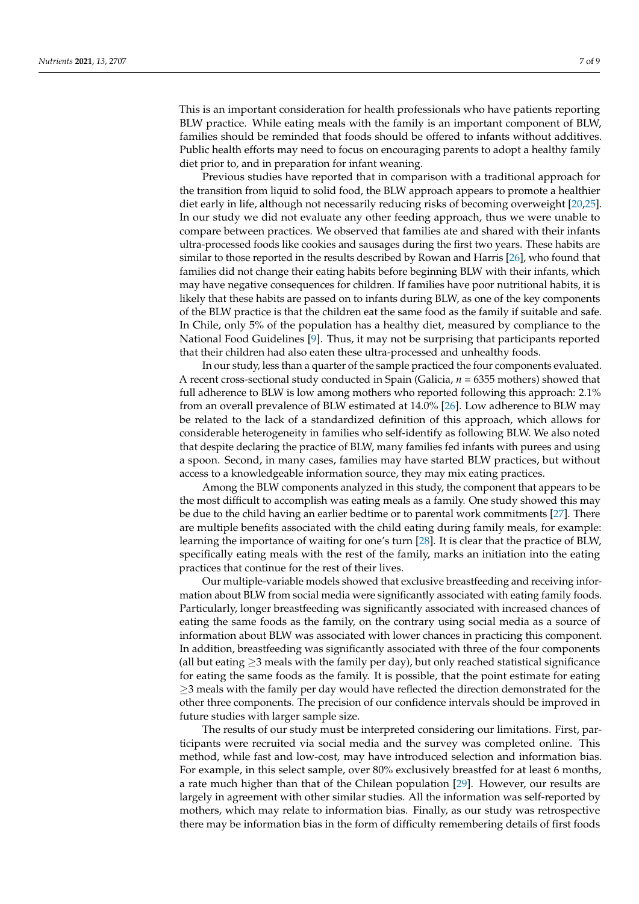This is an important consideration for health professionals who have patients reporting BLW practice. While eating meals with the family is an important component of BLW, families should be reminded that foods should be offered to infants without additives. Public health efforts may need to focus on encouraging parents to adopt a healthy family diet prior to, and in preparation for infant weaning.

Previous studies have reported that in comparison with a traditional approach for the transition from liquid to solid food, the BLW approach appears to promote a healthier diet early in life, although not necessarily reducing risks of becoming overweight [20,25]. In our study we did not evaluate any other feeding approach, thus we were unable to compare between practices. We observed that families ate and shared with their infants ultra-processed foods like cookies and sausages during the first two years. These habits are similar to those reported in the results described by Rowan and Harris [26], who found that families did not change their eating habits before beginning BLW with their infants, which may have negative consequences for children. If families have poor nutritional habits, it is likely that these habits are passed on to infants during BLW, as one of the key components of the BLW practice is that the children eat the same food as the family if suitable and safe. In Chile, only 5% of the population has a healthy diet, measured by compliance to the National Food Guidelines [9]. Thus, it may not be surprising that participants reported that their children had also eaten these ultra-processed and unhealthy foods.

In our study, less than a quarter of the sample practiced the four components evaluated. A recent cross-sectional study conducted in Spain (Galicia, *n* = 6355 mothers) showed that full adherence to BLW is low among mothers who reported following this approach: 2.1% from an overall prevalence of BLW estimated at 14.0% [26]. Low adherence to BLW may be related to the lack of a standardized definition of this approach, which allows for considerable heterogeneity in families who self-identify as following BLW. We also noted that despite declaring the practice of BLW, many families fed infants with purees and using a spoon. Second, in many cases, families may have started BLW practices, but without access to a knowledgeable information source, they may mix eating practices.

Among the BLW components analyzed in this study, the component that appears to be the most difficult to accomplish was eating meals as a family. One study showed this may be due to the child having an earlier bedtime or to parental work commitments [27]. There are multiple benefits associated with the child eating during family meals, for example: learning the importance of waiting for one's turn [28]. It is clear that the practice of BLW, specifically eating meals with the rest of the family, marks an initiation into the eating practices that continue for the rest of their lives.

Our multiple-variable models showed that exclusive breastfeeding and receiving information about BLW from social media were significantly associated with eating family foods. Particularly, longer breastfeeding was significantly associated with increased chances of eating the same foods as the family, on the contrary using social media as a source of information about BLW was associated with lower chances in practicing this component. In addition, breastfeeding was significantly associated with three of the four components (all but eating $\geq$3 meals with the family per day), but only reached statistical significance for eating the same foods as the family. It is possible, that the point estimate for eating $\geq$3 meals with the family per day would have reflected the direction demonstrated for the other three components. The precision of our confidence intervals should be improved in future studies with larger sample size.

The results of our study must be interpreted considering our limitations. First, participants were recruited via social media and the survey was completed online. This method, while fast and low-cost, may have introduced selection and information bias. For example, in this select sample, over 80% exclusively breastfed for at least 6 months, a rate much higher than that of the Chilean population [29]. However, our results are largely in agreement with other similar studies. All the information was self-reported by mothers, which may relate to information bias. Finally, as our study was retrospective there may be information bias in the form of difficulty remembering details of first foods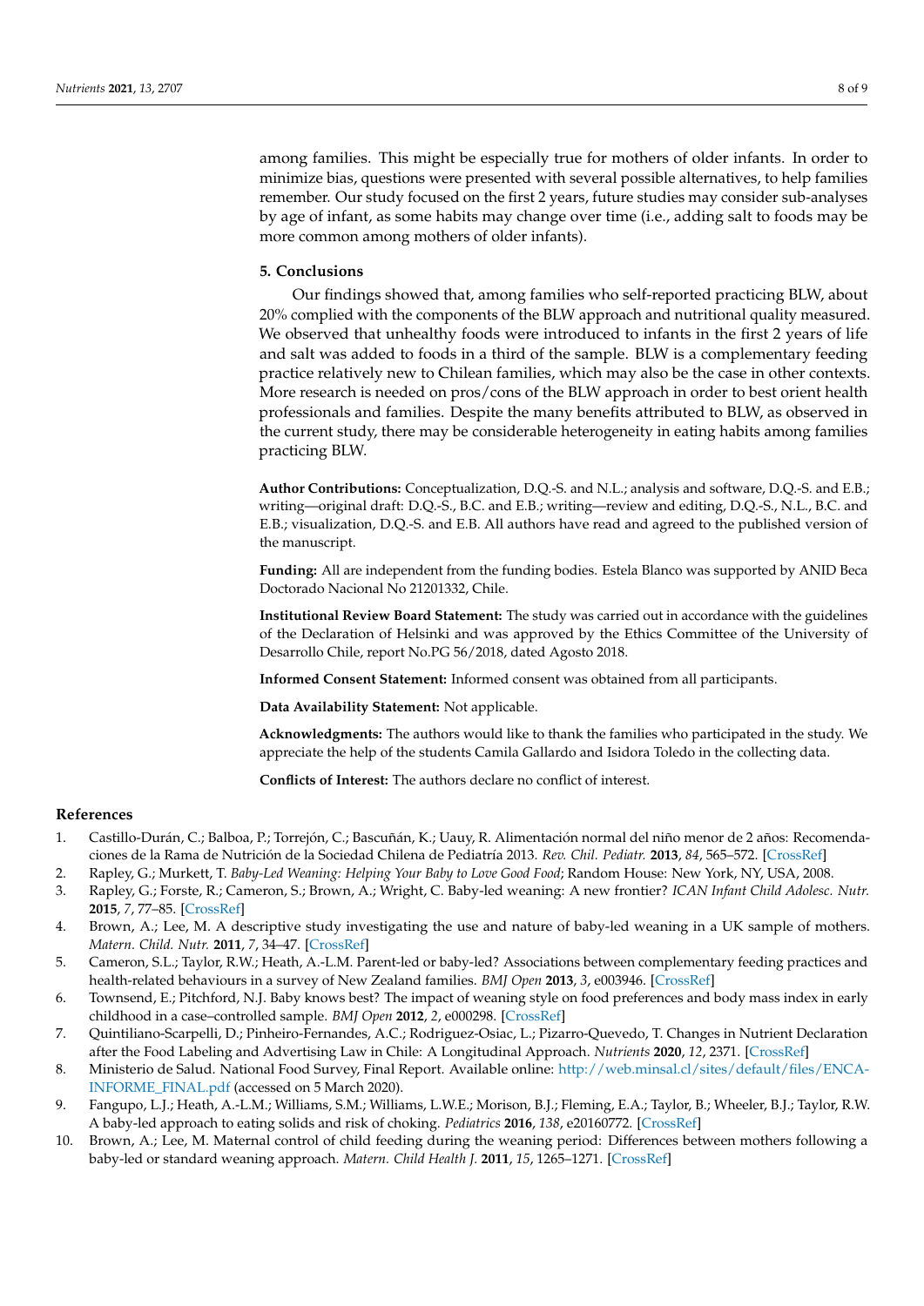among families. This might be especially true for mothers of older infants. In order to minimize bias, questions were presented with several possible alternatives, to help families remember. Our study focused on the first 2 years, future studies may consider sub-analyses by age of infant, as some habits may change over time (i.e., adding salt to foods may be more common among mothers of older infants).

## 5. Conclusions

Our findings showed that, among families who self-reported practicing BLW, about 20% complied with the components of the BLW approach and nutritional quality measured. We observed that unhealthy foods were introduced to infants in the first 2 years of life and salt was added to foods in a third of the sample. BLW is a complementary feeding practice relatively new to Chilean families, which may also be the case in other contexts. More research is needed on pros/cons of the BLW approach in order to best orient health professionals and families. Despite the many benefits attributed to BLW, as observed in the current study, there may be considerable heterogeneity in eating habits among families practicing BLW.

**Author Contributions:** Conceptualization, D.Q.-S. and N.L.; analysis and software, D.Q.-S. and E.B.; writing—original draft: D.Q.-S., B.C. and E.B.; writing—review and editing, D.Q.-S., N.L., B.C. and E.B.; visualization, D.Q.-S. and E.B. All authors have read and agreed to the published version of the manuscript.

**Funding:** All are independent from the funding bodies. Estela Blanco was supported by ANID Beca Doctorado Nacional No 21201332, Chile.

**Institutional Review Board Statement:** The study was carried out in accordance with the guidelines of the Declaration of Helsinki and was approved by the Ethics Committee of the University of Desarrollo Chile, report No.PG 56/2018, dated Agosto 2018.

**Informed Consent Statement:** Informed consent was obtained from all participants.

**Data Availability Statement:** Not applicable.

**Acknowledgments:** The authors would like to thank the families who participated in the study. We appreciate the help of the students Camila Gallardo and Isidora Toledo in the collecting data.

**Conflicts of Interest:** The authors declare no conflict of interest.

## References

1. Castillo-Durán, C.; Balboa, P.; Torrejón, C.; Bascuñán, K.; Uauy, R. Alimentación normal del niño menor de 2 años: Recomendaciones de la Rama de Nutrición de la Sociedad Chilena de Pediatría 2013. *Rev. Chil. Pediatr.* **2013**, *84*, 565–572. [CrossRef]
2. Rapley, G.; Murkett, T. *Baby-Led Weaning: Helping Your Baby to Love Good Food*; Random House: New York, NY, USA, 2008.
3. Rapley, G.; Forste, R.; Cameron, S.; Brown, A.; Wright, C. Baby-led weaning: A new frontier? *ICAN Infant Child Adolesc. Nutr.* **2015**, *7*, 77–85. [CrossRef]
4. Brown, A.; Lee, M. A descriptive study investigating the use and nature of baby-led weaning in a UK sample of mothers. *Matern. Child. Nutr.* **2011**, *7*, 34–47. [CrossRef]
5. Cameron, S.L.; Taylor, R.W.; Heath, A.-L.M. Parent-led or baby-led? Associations between complementary feeding practices and health-related behaviours in a survey of New Zealand families. *BMJ Open* **2013**, *3*, e003946. [CrossRef]
6. Townsend, E.; Pitchford, N.J. Baby knows best? The impact of weaning style on food preferences and body mass index in early childhood in a case–controlled sample. *BMJ Open* **2012**, *2*, e000298. [CrossRef]
7. Quintiliano-Scarpelli, D.; Pinheiro-Fernandes, A.C.; Rodriguez-Osiac, L.; Pizarro-Quevedo, T. Changes in Nutrient Declaration after the Food Labeling and Advertising Law in Chile: A Longitudinal Approach. *Nutrients* **2020**, *12*, 2371. [CrossRef]
8. Ministerio de Salud. National Food Survey, Final Report. Available online: http://web.minsal.cl/sites/default/files/ENCA-INFORME_FINAL.pdf (accessed on 5 March 2020).
9. Fangupo, L.J.; Heath, A.-L.M.; Williams, S.M.; Williams, L.W.E.; Morison, B.J.; Fleming, E.A.; Taylor, B.; Wheeler, B.J.; Taylor, R.W. A baby-led approach to eating solids and risk of choking. *Pediatrics* **2016**, *138*, e20160772. [CrossRef]
10. Brown, A.; Lee, M. Maternal control of child feeding during the weaning period: Differences between mothers following a baby-led or standard weaning approach. *Matern. Child Health J.* **2011**, *15*, 1265–1271. [CrossRef]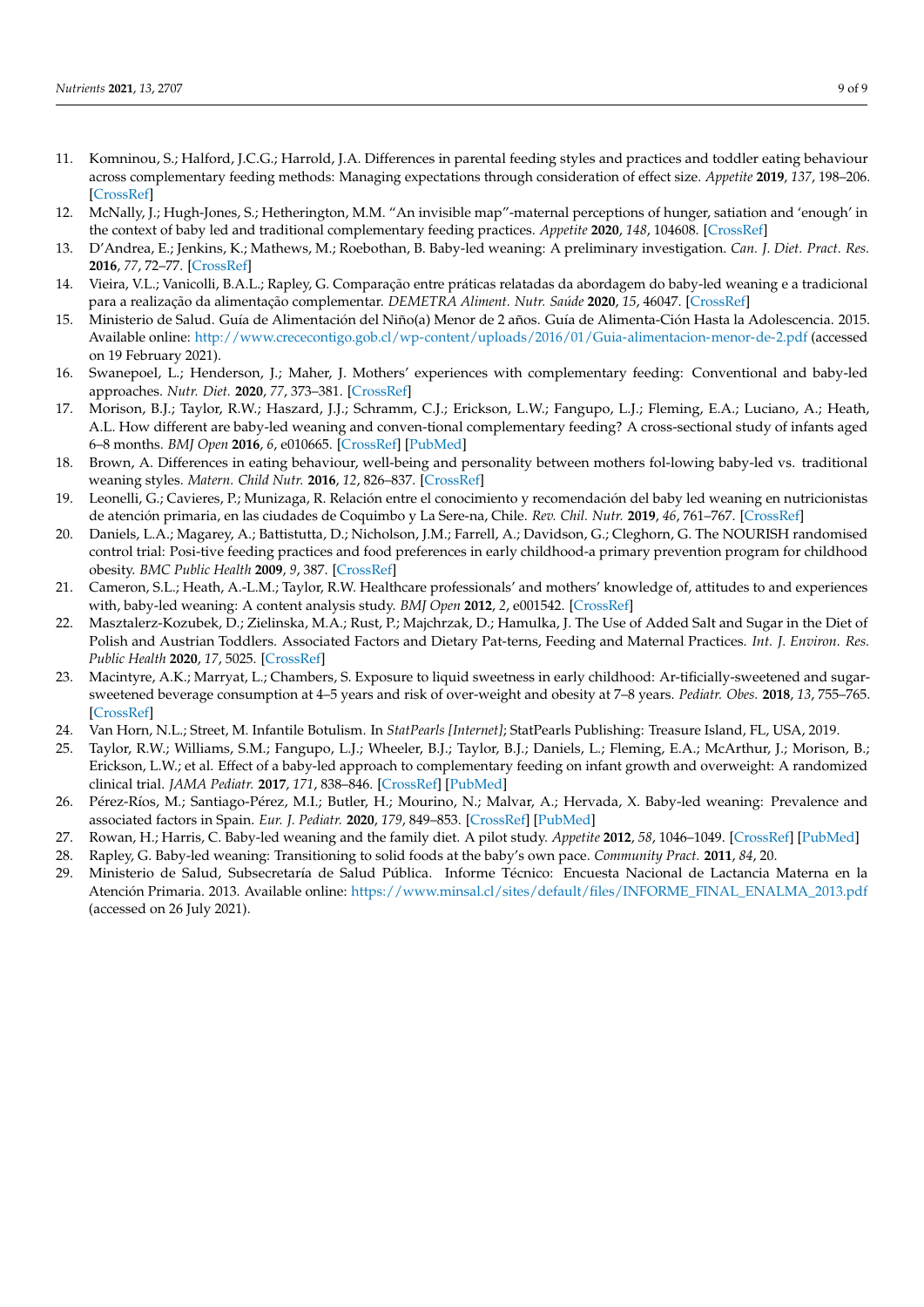11. Komninou, S.; Halford, J.C.G.; Harrold, J.A. Differences in parental feeding styles and practices and toddler eating behaviour across complementary feeding methods: Managing expectations through consideration of effect size. *Appetite* **2019**, *137*, 198–206. [CrossRef]
12. McNally, J.; Hugh-Jones, S.; Hetherington, M.M. "An invisible map"-maternal perceptions of hunger, satiation and 'enough' in the context of baby led and traditional complementary feeding practices. *Appetite* **2020**, *148*, 104608. [CrossRef]
13. D'Andrea, E.; Jenkins, K.; Mathews, M.; Roebothan, B. Baby-led weaning: A preliminary investigation. *Can. J. Diet. Pract. Res.* **2016**, *77*, 72–77. [CrossRef]
14. Vieira, V.L.; Vanicolli, B.A.L.; Rapley, G. Comparação entre práticas relatadas da abordagem do baby-led weaning e a tradicional para a realização da alimentação complementar. *DEMETRA Aliment. Nutr. Saúde* **2020**, *15*, 46047. [CrossRef]
15. Ministerio de Salud. Guía de Alimentación del Niño(a) Menor de 2 años. Guía de Alimenta-Ción Hasta la Adolescencia. 2015. Available online: http://www.crececontigo.gob.cl/wp-content/uploads/2016/01/Guia-alimentacion-menor-de-2.pdf (accessed on 19 February 2021).
16. Swanepoel, L.; Henderson, J.; Maher, J. Mothers' experiences with complementary feeding: Conventional and baby-led approaches. *Nutr. Diet.* **2020**, *77*, 373–381. [CrossRef]
17. Morison, B.J.; Taylor, R.W.; Haszard, J.J.; Schramm, C.J.; Erickson, L.W.; Fangupo, L.J.; Fleming, E.A.; Luciano, A.; Heath, A.L. How different are baby-led weaning and conven-tional complementary feeding? A cross-sectional study of infants aged 6–8 months. *BMJ Open* **2016**, *6*, e010665. [CrossRef] [PubMed]
18. Brown, A. Differences in eating behaviour, well-being and personality between mothers fol-lowing baby-led vs. traditional weaning styles. *Matern. Child Nutr.* **2016**, *12*, 826–837. [CrossRef]
19. Leonelli, G.; Cavieres, P.; Munizaga, R. Relación entre el conocimiento y recomendación del baby led weaning en nutricionistas de atención primaria, en las ciudades de Coquimbo y La Sere-na, Chile. *Rev. Chil. Nutr.* **2019**, *46*, 761–767. [CrossRef]
20. Daniels, L.A.; Magarey, A.; Battistutta, D.; Nicholson, J.M.; Farrell, A.; Davidson, G.; Cleghorn, G. The NOURISH randomised control trial: Posi-tive feeding practices and food preferences in early childhood-a primary prevention program for childhood obesity. *BMC Public Health* **2009**, *9*, 387. [CrossRef]
21. Cameron, S.L.; Heath, A.-L.M.; Taylor, R.W. Healthcare professionals' and mothers' knowledge of, attitudes to and experiences with, baby-led weaning: A content analysis study. *BMJ Open* **2012**, *2*, e001542. [CrossRef]
22. Masztalerz-Kozubek, D.; Zielinska, M.A.; Rust, P.; Majchrzak, D.; Hamulka, J. The Use of Added Salt and Sugar in the Diet of Polish and Austrian Toddlers. Associated Factors and Dietary Pat-terns, Feeding and Maternal Practices. *Int. J. Environ. Res. Public Health* **2020**, *17*, 5025. [CrossRef]
23. Macintyre, A.K.; Marryat, L.; Chambers, S. Exposure to liquid sweetness in early childhood: Ar-tificially-sweetened and sugar-sweetened beverage consumption at 4–5 years and risk of over-weight and obesity at 7–8 years. *Pediatr. Obes.* **2018**, *13*, 755–765. [CrossRef]
24. Van Horn, N.L.; Street, M. Infantile Botulism. In *StatPearls [Internet]*; StatPearls Publishing: Treasure Island, FL, USA, 2019.
25. Taylor, R.W.; Williams, S.M.; Fangupo, L.J.; Wheeler, B.J.; Taylor, B.J.; Daniels, L.; Fleming, E.A.; McArthur, J.; Morison, B.; Erickson, L.W.; et al. Effect of a baby-led approach to complementary feeding on infant growth and overweight: A randomized clinical trial. *JAMA Pediatr.* **2017**, *171*, 838–846. [CrossRef] [PubMed]
26. Pérez-Ríos, M.; Santiago-Pérez, M.I.; Butler, H.; Mourino, N.; Malvar, A.; Hervada, X. Baby-led weaning: Prevalence and associated factors in Spain. *Eur. J. Pediatr.* **2020**, *179*, 849–853. [CrossRef] [PubMed]
27. Rowan, H.; Harris, C. Baby-led weaning and the family diet. A pilot study. *Appetite* **2012**, *58*, 1046–1049. [CrossRef] [PubMed]
28. Rapley, G. Baby-led weaning: Transitioning to solid foods at the baby's own pace. *Community Pract.* **2011**, *84*, 20.
29. Ministerio de Salud, Subsecretaría de Salud Pública. Informe Técnico: Encuesta Nacional de Lactancia Materna en la Atención Primaria. 2013. Available online: https://www.minsal.cl/sites/default/files/INFORME_FINAL_ENALMA_2013.pdf (accessed on 26 July 2021).